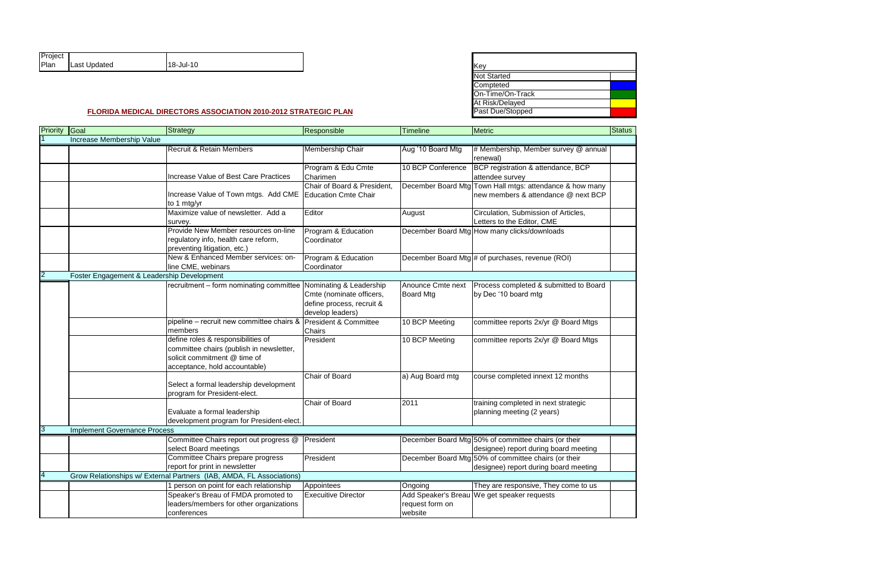| Project Plan | Last Updated | 18-Jul-10 |
|---|---|---|

| Key | |
|---|---|
| Not Started | |
| Competed | |
| On-Time/On-Track | |
| At Risk/Delayed | |
| Past Due/Stopped | |

## FLORIDA MEDICAL DIRECTORS ASSOCIATION 2010-2012 STRATEGIC PLAN

| Priority | Goal | Strategy | Responsible | Timeline | Metric | Status |
|---|---|---|---|---|---|---|
| 1 | Increase Membership Value | | | | | |
| | | Recruit & Retain Members | Membership Chair | Aug '10 Board Mtg | # Membership, Member survey @ annual renewal) | |
| | | Increase Value of Best Care Practices | Program & Edu Cmte Charimen | 10 BCP Conference | BCP registration & attendance, BCP attendee survey | |
| | | Increase Value of Town mtgs. Add CME to 1 mtg/yr | Chair of Board & President, Education Cmte Chair | December Board Mtg | Town Hall mtgs: attendance & how many new members & attendance @ next BCP | |
| | | Maximize value of newsletter. Add a survey. | Editor | August | Circulation, Submission of Articles, Letters to the Editor, CME | |
| | | Provide New Member resources on-line regulatory info, health care reform, preventing litigation, etc.) | Program & Education Coordinator | December Board Mtg | How many clicks/downloads | |
| | | New & Enhanced Member services: on-line CME, webinars | Program & Education Coordinator | December Board Mtg | # of purchases, revenue (ROI) | |
| 2 | Foster Engagement & Leadership Development | | | | | |
| | | recruitment – form nominating committee | Nominating & Leadership Cmte (nominate officers, define process, recruit & develop leaders) | Anounce Cmte next Board Mtg | Process completed & submitted to Board by Dec '10 board mtg | |
| | | pipeline – recruit new committee chairs & members | President & Committee Chairs | 10 BCP Meeting | committee reports 2x/yr @ Board Mtgs | |
| | | define roles & responsibilities of committee chairs (publish in newsletter, solicit commitment @ time of acceptance, hold accountable) | President | 10 BCP Meeting | committee reports 2x/yr @ Board Mtgs | |
| | | Select a formal leadership development program for President-elect. | Chair of Board | a) Aug Board mtg | course completed innext 12 months | |
| | | Evaluate a formal leadership development program for President-elect. | Chair of Board | 2011 | training completed in next strategic planning meeting (2 years) | |
| 3 | Implement Governance Process | | | | | |
| | | Committee Chairs report out progress @ select Board meetings | President | December Board Mtg | 50% of committee chairs (or their designee) report during board meeting | |
| | | Committee Chairs prepare progress report for print in newsletter | President | December Board Mtg | 50% of committee chairs (or their designee) report during board meeting | |
| 4 | Grow Relationships w/ External Partners (IAB, AMDA, FL Associations) | | | | | |
| | | 1 person on point for each relationship | Appointees | Ongoing | They are responsive, They come to us | |
| | | Speaker's Breau of FMDA promoted to leaders/members for other organizations conferences | Execuitive Director | Add Speaker's Breau request form on website | We get speaker requests | |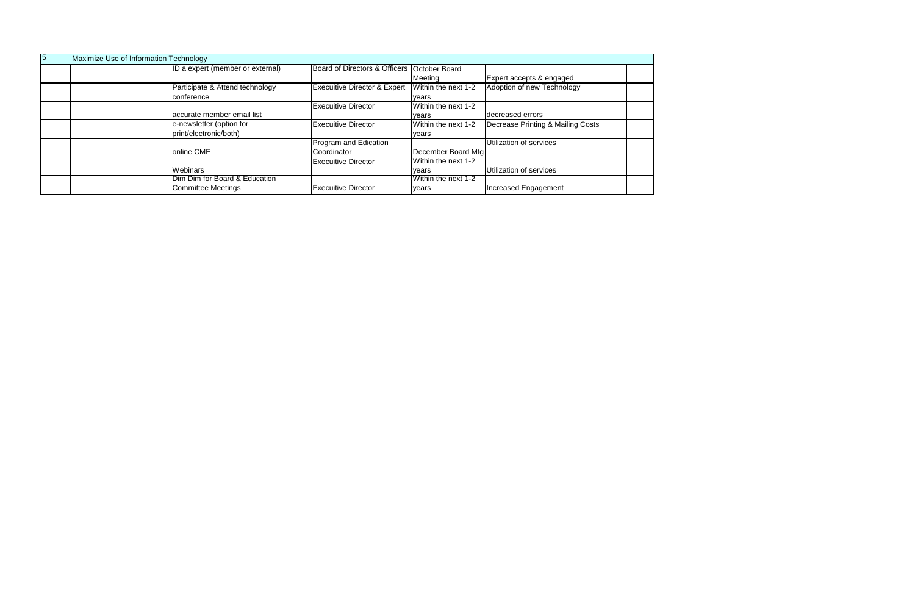| | | | | | | |
|---|---|---|---|---|---|---|
| 5 | Maximize Use of Information Technology | | | | | |
| | | ID a expert (member or external) | Board of Directors & Officers | October Board Meeting | Expert accepts & engaged | |
| | | Participate & Attend technology conference | Execuitive Director & Expert | Within the next 1-2 years | Adoption of new Technology | |
| | | accurate member email list | Execuitive Director | Within the next 1-2 years | decreased errors | |
| | | e-newsletter (option for print/electronic/both) | Execuitive Director | Within the next 1-2 years | Decrease Printing & Mailing Costs | |
| | | online CME | Program and Edication Coordinator | December Board Mtg | Utilization of services | |
| | | Webinars | Execuitive Director | Within the next 1-2 years | Utilization of services | |
| | | Dim Dim for Board & Education Committee Meetings | Execuitive Director | Within the next 1-2 years | Increased Engagement | |